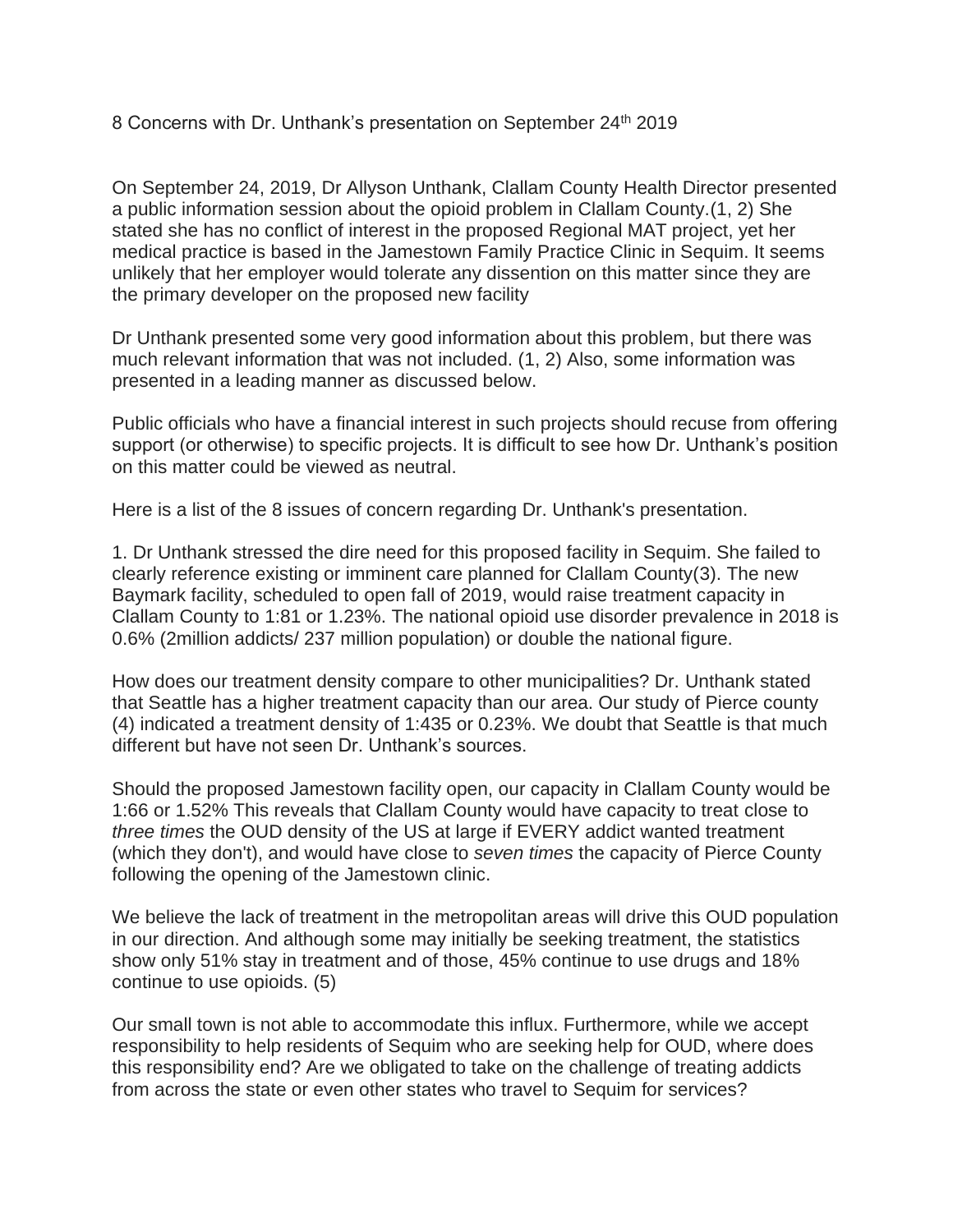# 8 Concerns with Dr. Unthank's presentation on September 24th 2019

On September 24, 2019, Dr Allyson Unthank, Clallam County Health Director presented a public information session about the opioid problem in Clallam County.(1, 2) She stated she has no conflict of interest in the proposed Regional MAT project, yet her medical practice is based in the Jamestown Family Practice Clinic in Sequim. It seems unlikely that her employer would tolerate any dissention on this matter since they are the primary developer on the proposed new facility

Dr Unthank presented some very good information about this problem, but there was much relevant information that was not included. (1, 2) Also, some information was presented in a leading manner as discussed below.

Public officials who have a financial interest in such projects should recuse from offering support (or otherwise) to specific projects. It is difficult to see how Dr. Unthank's position on this matter could be viewed as neutral.

Here is a list of the 8 issues of concern regarding Dr. Unthank's presentation.

1. Dr Unthank stressed the dire need for this proposed facility in Sequim. She failed to clearly reference existing or imminent care planned for Clallam County(3). The new Baymark facility, scheduled to open fall of 2019, would raise treatment capacity in Clallam County to 1:81 or 1.23%. The national opioid use disorder prevalence in 2018 is 0.6% (2million addicts/ 237 million population) or double the national figure.

How does our treatment density compare to other municipalities? Dr. Unthank stated that Seattle has a higher treatment capacity than our area. Our study of Pierce county (4) indicated a treatment density of 1:435 or 0.23%. We doubt that Seattle is that much different but have not seen Dr. Unthank's sources.

Should the proposed Jamestown facility open, our capacity in Clallam County would be 1:66 or 1.52% This reveals that Clallam County would have capacity to treat close to *three times* the OUD density of the US at large if EVERY addict wanted treatment (which they don't), and would have close to *seven times* the capacity of Pierce County following the opening of the Jamestown clinic.

We believe the lack of treatment in the metropolitan areas will drive this OUD population in our direction. And although some may initially be seeking treatment, the statistics show only 51% stay in treatment and of those, 45% continue to use drugs and 18% continue to use opioids. (5)

Our small town is not able to accommodate this influx. Furthermore, while we accept responsibility to help residents of Sequim who are seeking help for OUD, where does this responsibility end? Are we obligated to take on the challenge of treating addicts from across the state or even other states who travel to Sequim for services?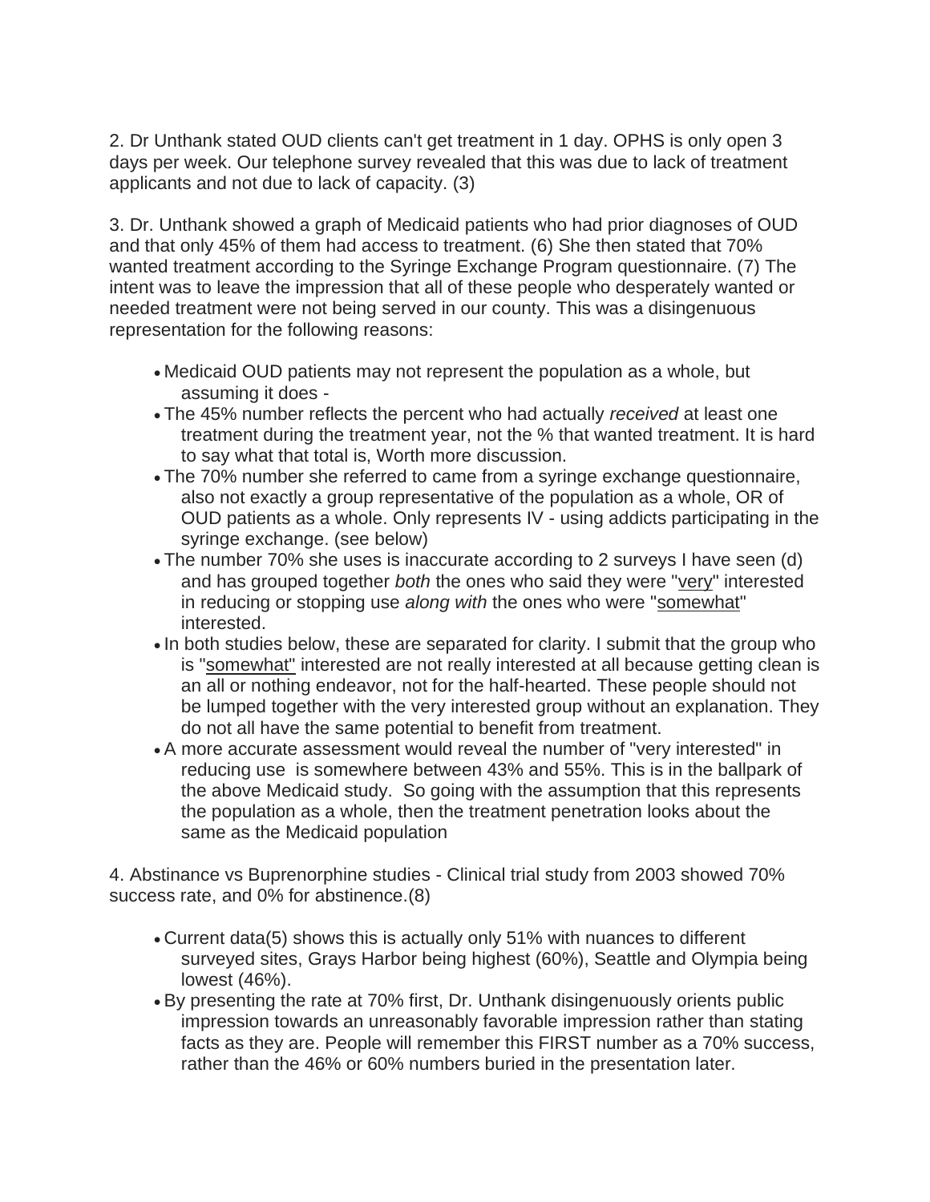2. Dr Unthank stated OUD clients can't get treatment in 1 day. OPHS is only open 3 days per week. Our telephone survey revealed that this was due to lack of treatment applicants and not due to lack of capacity. (3)

3. Dr. Unthank showed a graph of Medicaid patients who had prior diagnoses of OUD and that only 45% of them had access to treatment. (6) She then stated that 70% wanted treatment according to the Syringe Exchange Program questionnaire. (7) The intent was to leave the impression that all of these people who desperately wanted or needed treatment were not being served in our county. This was a disingenuous representation for the following reasons:

- Medicaid OUD patients may not represent the population as a whole, but assuming it does -
- The 45% number reflects the percent who had actually *received* at least one treatment during the treatment year, not the % that wanted treatment. It is hard to say what that total is, Worth more discussion.
- The 70% number she referred to came from a syringe exchange questionnaire, also not exactly a group representative of the population as a whole, OR of OUD patients as a whole. Only represents IV - using addicts participating in the syringe exchange. (see below)
- The number 70% she uses is inaccurate according to 2 surveys I have seen (d) and has grouped together *both* the ones who said they were "<u>very</u>" interested in reducing or stopping use *along with* the ones who were "<u>somewhat</u>" interested.
- In both studies below, these are separated for clarity. I submit that the group who is "<u>somewhat"</u> interested are not really interested at all because getting clean is an all or nothing endeavor, not for the half-hearted. These people should not be lumped together with the very interested group without an explanation. They do not all have the same potential to benefit from treatment.
- A more accurate assessment would reveal the number of "very interested" in reducing use is somewhere between 43% and 55%. This is in the ballpark of the above Medicaid study. So going with the assumption that this represents the population as a whole, then the treatment penetration looks about the same as the Medicaid population

4. Abstinance vs Buprenorphine studies - Clinical trial study from 2003 showed 70% success rate, and 0% for abstinence.(8)

- Current data(5) shows this is actually only 51% with nuances to different surveyed sites, Grays Harbor being highest (60%), Seattle and Olympia being lowest (46%).
- By presenting the rate at 70% first, Dr. Unthank disingenuously orients public impression towards an unreasonably favorable impression rather than stating facts as they are. People will remember this FIRST number as a 70% success, rather than the 46% or 60% numbers buried in the presentation later.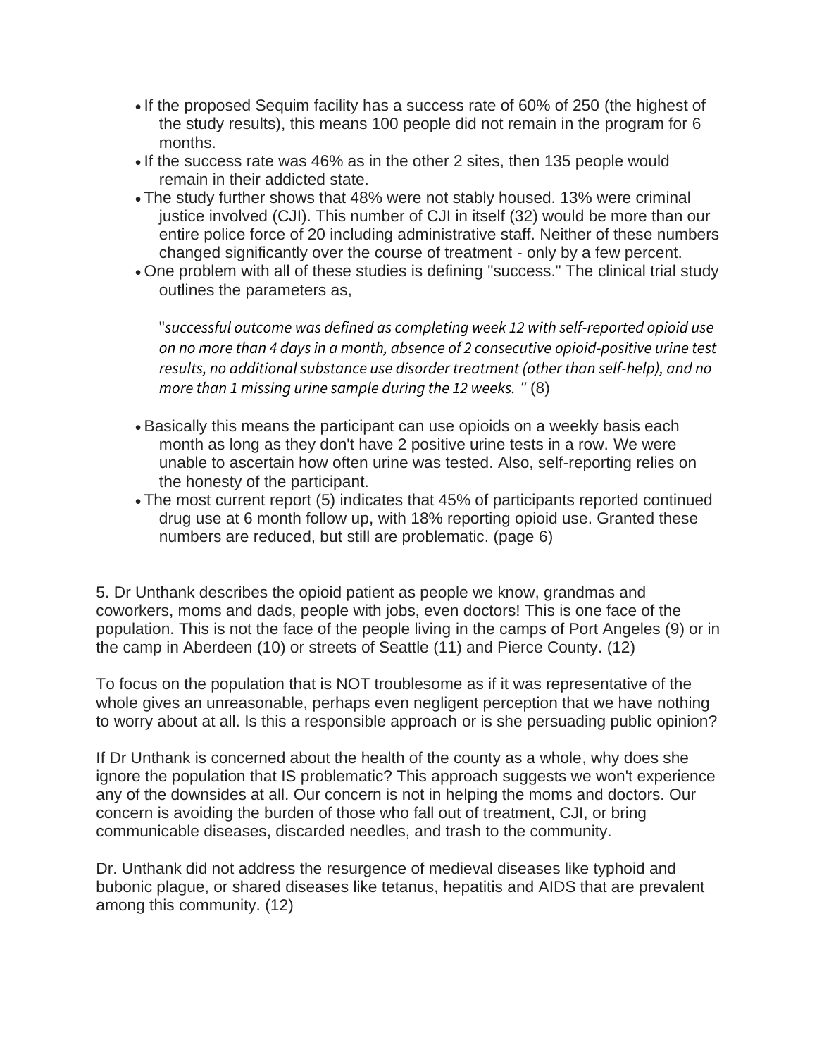- If the proposed Sequim facility has a success rate of 60% of 250 (the highest of the study results), this means 100 people did not remain in the program for 6 months.
- If the success rate was 46% as in the other 2 sites, then 135 people would remain in their addicted state.
- The study further shows that 48% were not stably housed. 13% were criminal justice involved (CJI). This number of CJI in itself (32) would be more than our entire police force of 20 including administrative staff. Neither of these numbers changed significantly over the course of treatment - only by a few percent.
- One problem with all of these studies is defining "success." The clinical trial study outlines the parameters as,

  "*successful outcome was defined as completing week 12 with self-reported opioid use on no more than 4 days in a month, absence of 2 consecutive opioid-positive urine test results, no additional substance use disorder treatment (other than self-help), and no more than 1 missing urine sample during the 12 weeks.* " (8)

- Basically this means the participant can use opioids on a weekly basis each month as long as they don't have 2 positive urine tests in a row. We were unable to ascertain how often urine was tested. Also, self-reporting relies on the honesty of the participant.
- The most current report (5) indicates that 45% of participants reported continued drug use at 6 month follow up, with 18% reporting opioid use. Granted these numbers are reduced, but still are problematic. (page 6)

5. Dr Unthank describes the opioid patient as people we know, grandmas and coworkers, moms and dads, people with jobs, even doctors! This is one face of the population. This is not the face of the people living in the camps of Port Angeles (9) or in the camp in Aberdeen (10) or streets of Seattle (11) and Pierce County. (12)

To focus on the population that is NOT troublesome as if it was representative of the whole gives an unreasonable, perhaps even negligent perception that we have nothing to worry about at all. Is this a responsible approach or is she persuading public opinion?

If Dr Unthank is concerned about the health of the county as a whole, why does she ignore the population that IS problematic? This approach suggests we won't experience any of the downsides at all. Our concern is not in helping the moms and doctors. Our concern is avoiding the burden of those who fall out of treatment, CJI, or bring communicable diseases, discarded needles, and trash to the community.

Dr. Unthank did not address the resurgence of medieval diseases like typhoid and bubonic plague, or shared diseases like tetanus, hepatitis and AIDS that are prevalent among this community. (12)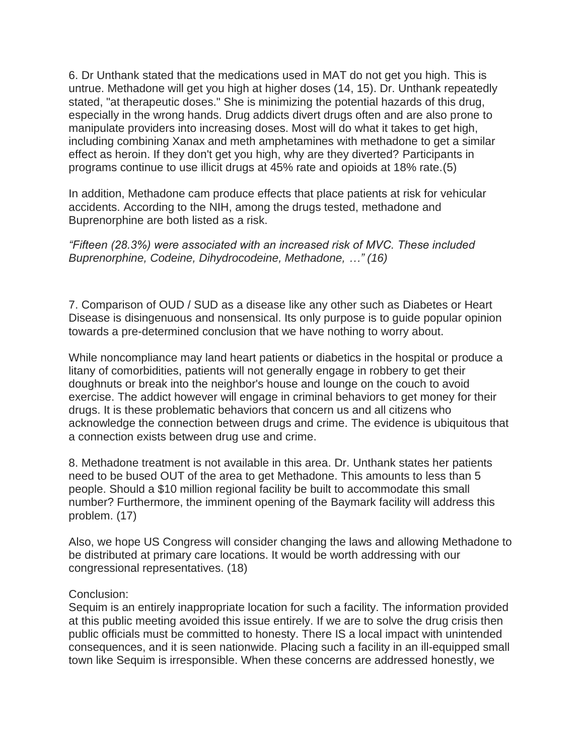6. Dr Unthank stated that the medications used in MAT do not get you high. This is untrue. Methadone will get you high at higher doses (14, 15). Dr. Unthank repeatedly stated, "at therapeutic doses." She is minimizing the potential hazards of this drug, especially in the wrong hands. Drug addicts divert drugs often and are also prone to manipulate providers into increasing doses. Most will do what it takes to get high, including combining Xanax and meth amphetamines with methadone to get a similar effect as heroin. If they don't get you high, why are they diverted? Participants in programs continue to use illicit drugs at 45% rate and opioids at 18% rate.(5)

In addition, Methadone cam produce effects that place patients at risk for vehicular accidents. According to the NIH, among the drugs tested, methadone and Buprenorphine are both listed as a risk.

*“Fifteen (28.3%) were associated with an increased risk of MVC. These included Buprenorphine, Codeine, Dihydrocodeine, Methadone, …” (16)*

7. Comparison of OUD / SUD as a disease like any other such as Diabetes or Heart Disease is disingenuous and nonsensical. Its only purpose is to guide popular opinion towards a pre-determined conclusion that we have nothing to worry about.

While noncompliance may land heart patients or diabetics in the hospital or produce a litany of comorbidities, patients will not generally engage in robbery to get their doughnuts or break into the neighbor's house and lounge on the couch to avoid exercise. The addict however will engage in criminal behaviors to get money for their drugs. It is these problematic behaviors that concern us and all citizens who acknowledge the connection between drugs and crime. The evidence is ubiquitous that a connection exists between drug use and crime.

8. Methadone treatment is not available in this area. Dr. Unthank states her patients need to be bused OUT of the area to get Methadone. This amounts to less than 5 people. Should a $10 million regional facility be built to accommodate this small number? Furthermore, the imminent opening of the Baymark facility will address this problem. (17)

Also, we hope US Congress will consider changing the laws and allowing Methadone to be distributed at primary care locations. It would be worth addressing with our congressional representatives. (18)

Conclusion:
Sequim is an entirely inappropriate location for such a facility. The information provided at this public meeting avoided this issue entirely. If we are to solve the drug crisis then public officials must be committed to honesty. There IS a local impact with unintended consequences, and it is seen nationwide. Placing such a facility in an ill-equipped small town like Sequim is irresponsible. When these concerns are addressed honestly, we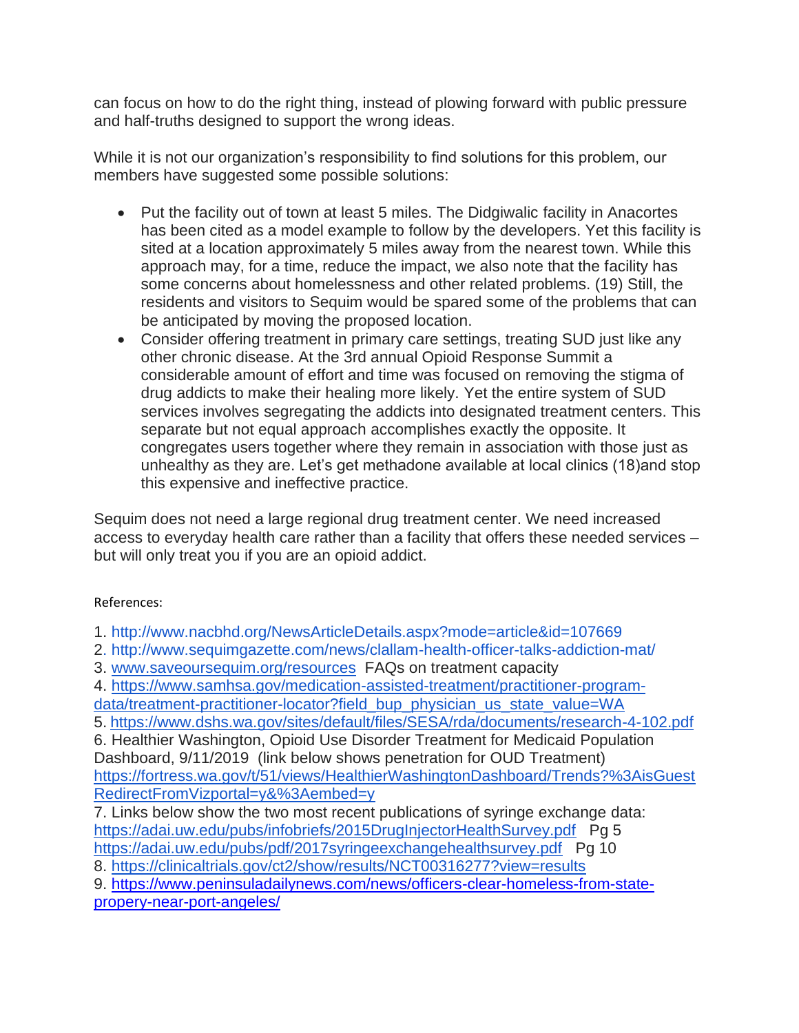can focus on how to do the right thing, instead of plowing forward with public pressure and half-truths designed to support the wrong ideas.

While it is not our organization's responsibility to find solutions for this problem, our members have suggested some possible solutions:

- Put the facility out of town at least 5 miles. The Didgiwalic facility in Anacortes has been cited as a model example to follow by the developers. Yet this facility is sited at a location approximately 5 miles away from the nearest town. While this approach may, for a time, reduce the impact, we also note that the facility has some concerns about homelessness and other related problems. (19) Still, the residents and visitors to Sequim would be spared some of the problems that can be anticipated by moving the proposed location.
- Consider offering treatment in primary care settings, treating SUD just like any other chronic disease. At the 3rd annual Opioid Response Summit a considerable amount of effort and time was focused on removing the stigma of drug addicts to make their healing more likely. Yet the entire system of SUD services involves segregating the addicts into designated treatment centers. This separate but not equal approach accomplishes exactly the opposite. It congregates users together where they remain in association with those just as unhealthy as they are. Let's get methadone available at local clinics (18)and stop this expensive and ineffective practice.

Sequim does not need a large regional drug treatment center. We need increased access to everyday health care rather than a facility that offers these needed services – but will only treat you if you are an opioid addict.

References:

1. http://www.nacbhd.org/NewsArticleDetails.aspx?mode=article&id=107669
2. http://www.sequimgazette.com/news/clallam-health-officer-talks-addiction-mat/
3. www.saveoursequim.org/resources FAQs on treatment capacity
4. https://www.samhsa.gov/medication-assisted-treatment/practitioner-program-data/treatment-practitioner-locator?field_bup_physician_us_state_value=WA
5. https://www.dshs.wa.gov/sites/default/files/SESA/rda/documents/research-4-102.pdf
6. Healthier Washington, Opioid Use Disorder Treatment for Medicaid Population Dashboard, 9/11/2019 (link below shows penetration for OUD Treatment) https://fortress.wa.gov/t/51/views/HealthierWashingtonDashboard/Trends?%3AisGuestRedirectFromVizportal=y&%3Aembed=y
7. Links below show the two most recent publications of syringe exchange data: https://adai.uw.edu/pubs/infobriefs/2015DrugInjectorHealthSurvey.pdf Pg 5 https://adai.uw.edu/pubs/pdf/2017syringeexchangehealthsurvey.pdf Pg 10
8. https://clinicaltrials.gov/ct2/show/results/NCT00316277?view=results
9. https://www.peninsuladailynews.com/news/officers-clear-homeless-from-state-propery-near-port-angeles/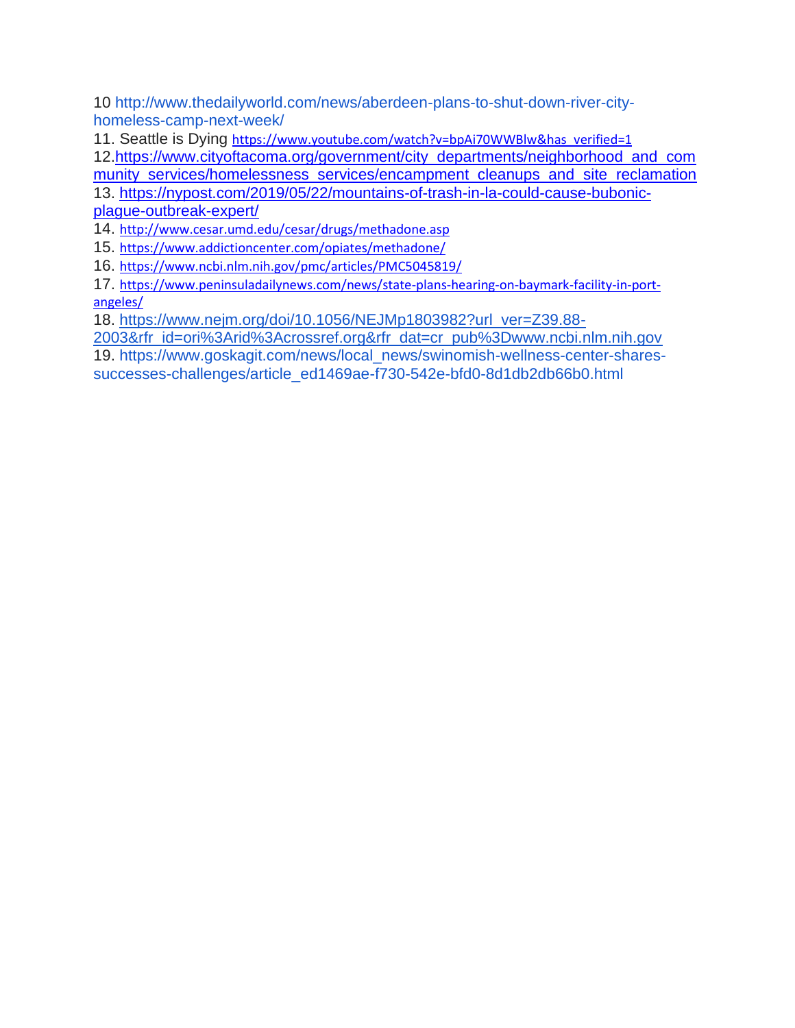10 http://www.thedailyworld.com/news/aberdeen-plans-to-shut-down-river-city-homeless-camp-next-week/

11. Seattle is Dying https://www.youtube.com/watch?v=bpAi70WWBlw&has_verified=1

12.https://www.cityoftacoma.org/government/city_departments/neighborhood_and_community_services/homelessness_services/encampment_cleanups_and_site_reclamation

13. https://nypost.com/2019/05/22/mountains-of-trash-in-la-could-cause-bubonic-plague-outbreak-expert/

14. http://www.cesar.umd.edu/cesar/drugs/methadone.asp

15. https://www.addictioncenter.com/opiates/methadone/

16. https://www.ncbi.nlm.nih.gov/pmc/articles/PMC5045819/

17. https://www.peninsuladailynews.com/news/state-plans-hearing-on-baymark-facility-in-port-angeles/

18. https://www.nejm.org/doi/10.1056/NEJMp1803982?url_ver=Z39.88-2003&rfr_id=ori%3Arid%3Acrossref.org&rfr_dat=cr_pub%3Dwww.ncbi.nlm.nih.gov

19. https://www.goskagit.com/news/local_news/swinomish-wellness-center-shares-successes-challenges/article_ed1469ae-f730-542e-bfd0-8d1db2db66b0.html